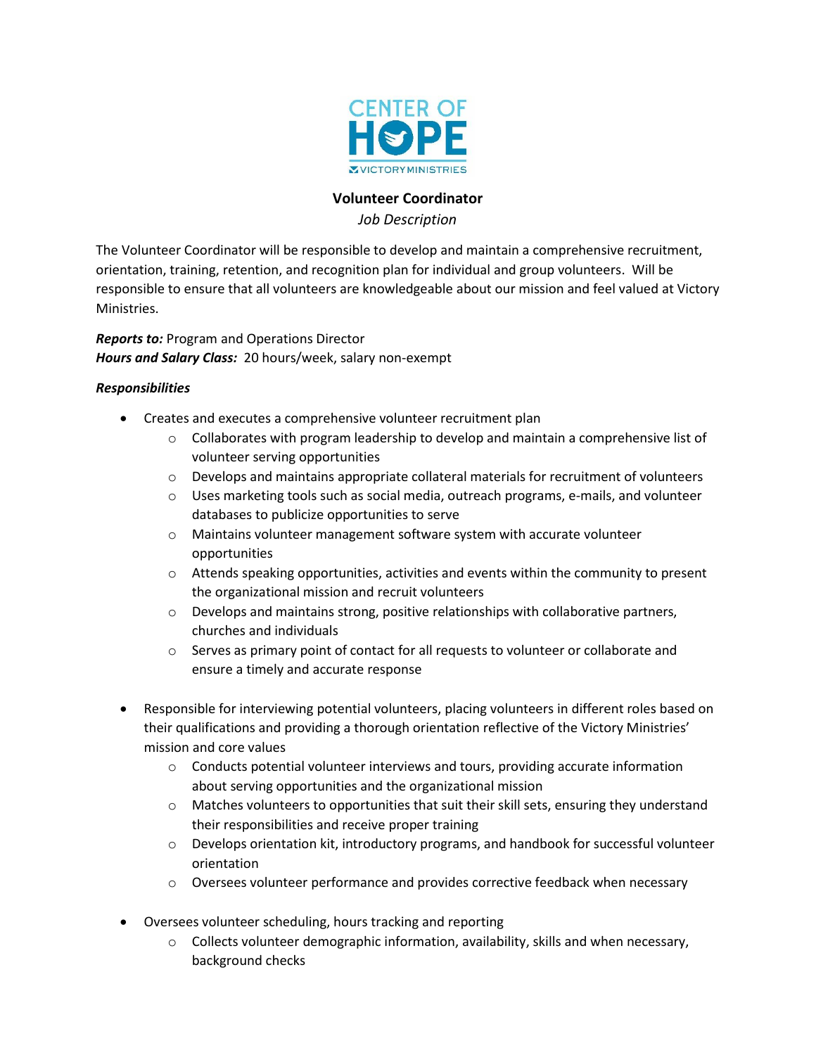CENTER OF HOPE
VICTORY MINISTRIES

## Volunteer Coordinator

*Job Description*

The Volunteer Coordinator will be responsible to develop and maintain a comprehensive recruitment, orientation, training, retention, and recognition plan for individual and group volunteers. Will be responsible to ensure that all volunteers are knowledgeable about our mission and feel valued at Victory Ministries.

***Reports to:*** Program and Operations Director
***Hours and Salary Class:*** 20 hours/week, salary non-exempt

***Responsibilities***

- Creates and executes a comprehensive volunteer recruitment plan
  - Collaborates with program leadership to develop and maintain a comprehensive list of volunteer serving opportunities
  - Develops and maintains appropriate collateral materials for recruitment of volunteers
  - Uses marketing tools such as social media, outreach programs, e-mails, and volunteer databases to publicize opportunities to serve
  - Maintains volunteer management software system with accurate volunteer opportunities
  - Attends speaking opportunities, activities and events within the community to present the organizational mission and recruit volunteers
  - Develops and maintains strong, positive relationships with collaborative partners, churches and individuals
  - Serves as primary point of contact for all requests to volunteer or collaborate and ensure a timely and accurate response

- Responsible for interviewing potential volunteers, placing volunteers in different roles based on their qualifications and providing a thorough orientation reflective of the Victory Ministries' mission and core values
  - Conducts potential volunteer interviews and tours, providing accurate information about serving opportunities and the organizational mission
  - Matches volunteers to opportunities that suit their skill sets, ensuring they understand their responsibilities and receive proper training
  - Develops orientation kit, introductory programs, and handbook for successful volunteer orientation
  - Oversees volunteer performance and provides corrective feedback when necessary

- Oversees volunteer scheduling, hours tracking and reporting
  - Collects volunteer demographic information, availability, skills and when necessary, background checks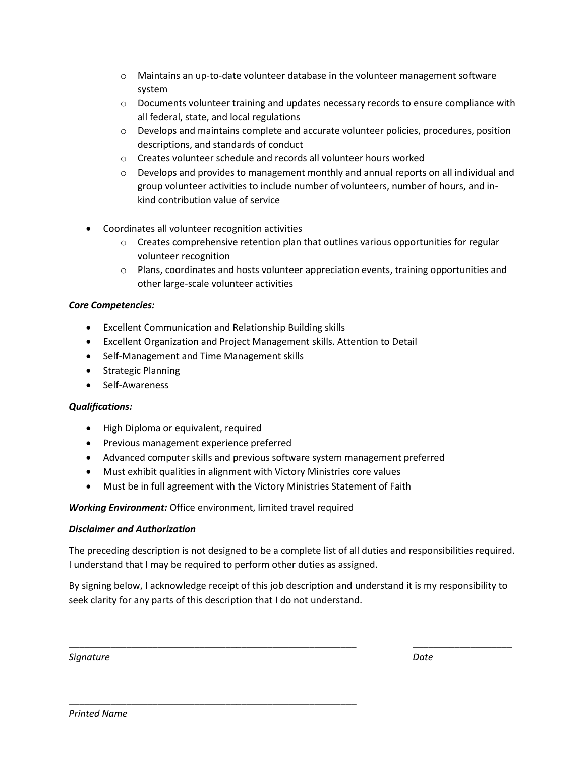- Maintains an up-to-date volunteer database in the volunteer management software system
  - Documents volunteer training and updates necessary records to ensure compliance with all federal, state, and local regulations
  - Develops and maintains complete and accurate volunteer policies, procedures, position descriptions, and standards of conduct
  - Creates volunteer schedule and records all volunteer hours worked
  - Develops and provides to management monthly and annual reports on all individual and group volunteer activities to include number of volunteers, number of hours, and in-kind contribution value of service

- Coordinates all volunteer recognition activities
  - Creates comprehensive retention plan that outlines various opportunities for regular volunteer recognition
  - Plans, coordinates and hosts volunteer appreciation events, training opportunities and other large-scale volunteer activities

***Core Competencies:***

- Excellent Communication and Relationship Building skills
- Excellent Organization and Project Management skills. Attention to Detail
- Self-Management and Time Management skills
- Strategic Planning
- Self-Awareness

***Qualifications:***

- High Diploma or equivalent, required
- Previous management experience preferred
- Advanced computer skills and previous software system management preferred
- Must exhibit qualities in alignment with Victory Ministries core values
- Must be in full agreement with the Victory Ministries Statement of Faith

***Working Environment:*** Office environment, limited travel required

***Disclaimer and Authorization***

The preceding description is not designed to be a complete list of all duties and responsibilities required. I understand that I may be required to perform other duties as assigned.

By signing below, I acknowledge receipt of this job description and understand it is my responsibility to seek clarity for any parts of this description that I do not understand.

\_\_\_\_\_\_\_\_\_\_\_\_\_\_\_\_\_\_\_\_\_\_\_\_\_\_\_\_\_\_\_\_\_\_\_\_\_\_\_\_\_\_\_\_\_\_\_\_\_\_\_\_\_\_\_\_\_\_ \_\_\_\_\_\_\_\_\_\_\_\_\_\_\_\_\_\_\_\_

*Signature* *Date*

\_\_\_\_\_\_\_\_\_\_\_\_\_\_\_\_\_\_\_\_\_\_\_\_\_\_\_\_\_\_\_\_\_\_\_\_\_\_\_\_\_\_\_\_\_\_\_\_\_\_\_\_\_\_\_\_\_\_

*Printed Name*